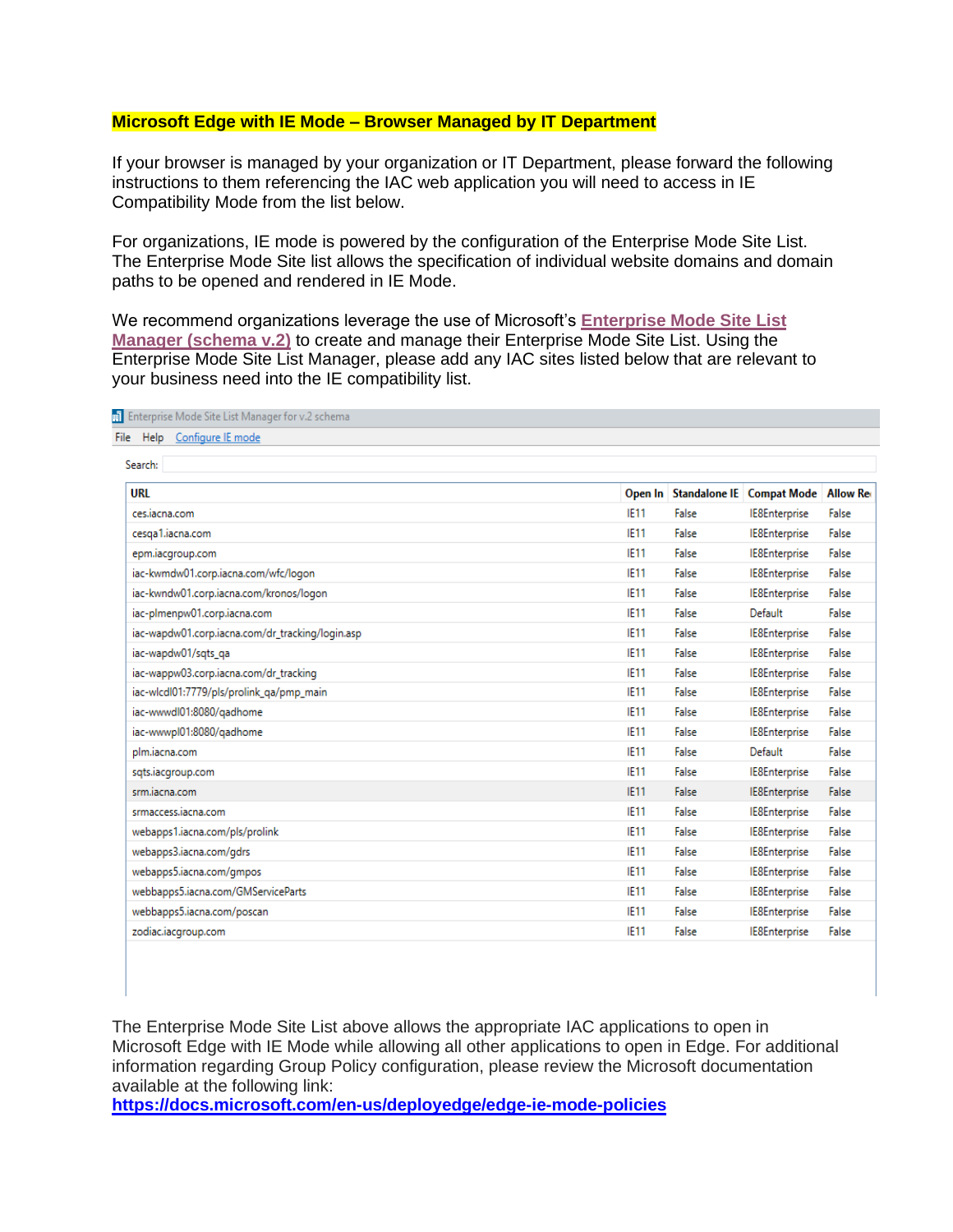**Microsoft Edge with IE Mode – Browser Managed by IT Department**

If your browser is managed by your organization or IT Department, please forward the following instructions to them referencing the IAC web application you will need to access in IE Compatibility Mode from the list below.

For organizations, IE mode is powered by the configuration of the Enterprise Mode Site List. The Enterprise Mode Site list allows the specification of individual website domains and domain paths to be opened and rendered in IE Mode.

We recommend organizations leverage the use of Microsoft's **Enterprise Mode Site List Manager (schema v.2)** to create and manage their Enterprise Mode Site List. Using the Enterprise Mode Site List Manager, please add any IAC sites listed below that are relevant to your business need into the IE compatibility list.

Enterprise Mode Site List Manager for v.2 schema

File Help Configure IE mode

Search:

| URL | Open In | Standalone IE | Compat Mode | Allow Re |
|---|---|---|---|---|
| ces.iacna.com | IE11 | False | IE8Enterprise | False |
| cesqa1.iacna.com | IE11 | False | IE8Enterprise | False |
| epm.iacgroup.com | IE11 | False | IE8Enterprise | False |
| iac-kwmdw01.corp.iacna.com/wfc/logon | IE11 | False | IE8Enterprise | False |
| iac-kwndw01.corp.iacna.com/kronos/logon | IE11 | False | IE8Enterprise | False |
| iac-plmenpw01.corp.iacna.com | IE11 | False | Default | False |
| iac-wapdw01.corp.iacna.com/dr_tracking/login.asp | IE11 | False | IE8Enterprise | False |
| iac-wapdw01/sqts_qa | IE11 | False | IE8Enterprise | False |
| iac-wappw03.corp.iacna.com/dr_tracking | IE11 | False | IE8Enterprise | False |
| iac-wlcdl01:7779/pls/prolink_qa/pmp_main | IE11 | False | IE8Enterprise | False |
| iac-wwwdl01:8080/qadhome | IE11 | False | IE8Enterprise | False |
| iac-wwwpl01:8080/qadhome | IE11 | False | IE8Enterprise | False |
| plm.iacna.com | IE11 | False | Default | False |
| sqts.iacgroup.com | IE11 | False | IE8Enterprise | False |
| srm.iacna.com | IE11 | False | IE8Enterprise | False |
| srmaccess.iacna.com | IE11 | False | IE8Enterprise | False |
| webapps1.iacna.com/pls/prolink | IE11 | False | IE8Enterprise | False |
| webapps3.iacna.com/gdrs | IE11 | False | IE8Enterprise | False |
| webapps5.iacna.com/gmpos | IE11 | False | IE8Enterprise | False |
| webbapps5.iacna.com/GMServiceParts | IE11 | False | IE8Enterprise | False |
| webbapps5.iacna.com/poscan | IE11 | False | IE8Enterprise | False |
| zodiac.iacgroup.com | IE11 | False | IE8Enterprise | False |

The Enterprise Mode Site List above allows the appropriate IAC applications to open in Microsoft Edge with IE Mode while allowing all other applications to open in Edge. For additional information regarding Group Policy configuration, please review the Microsoft documentation available at the following link:
**https://docs.microsoft.com/en-us/deployedge/edge-ie-mode-policies**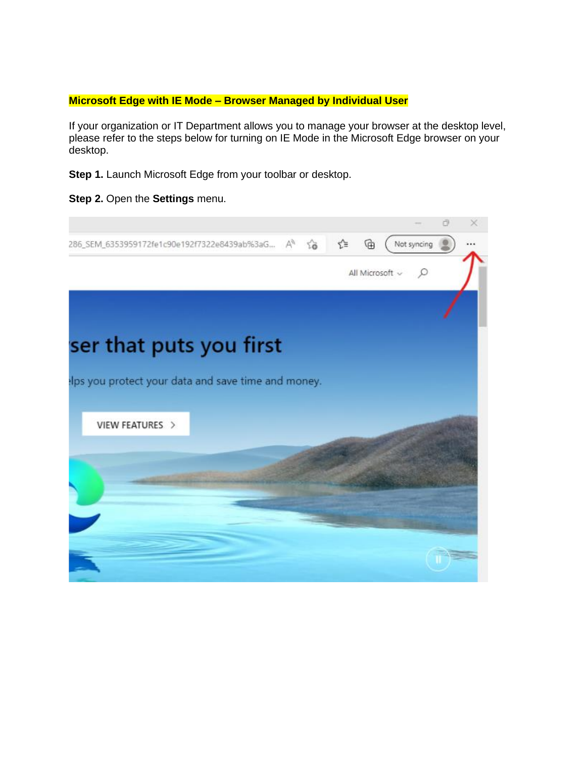**Microsoft Edge with IE Mode – Browser Managed by Individual User**

If your organization or IT Department allows you to manage your browser at the desktop level, please refer to the steps below for turning on IE Mode in the Microsoft Edge browser on your desktop.

**Step 1.** Launch Microsoft Edge from your toolbar or desktop.

**Step 2.** Open the **Settings** menu.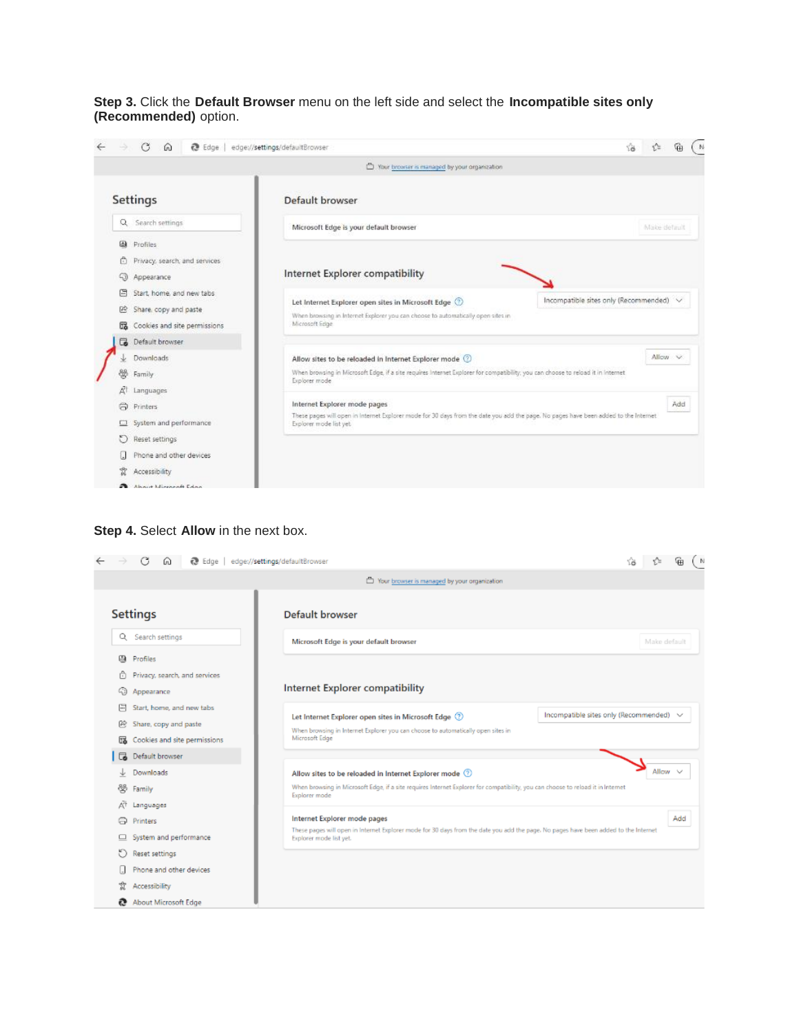**Step 3.** Click the **Default Browser** menu on the left side and select the **Incompatible sites only (Recommended)** option.

**Step 4.** Select **Allow** in the next box.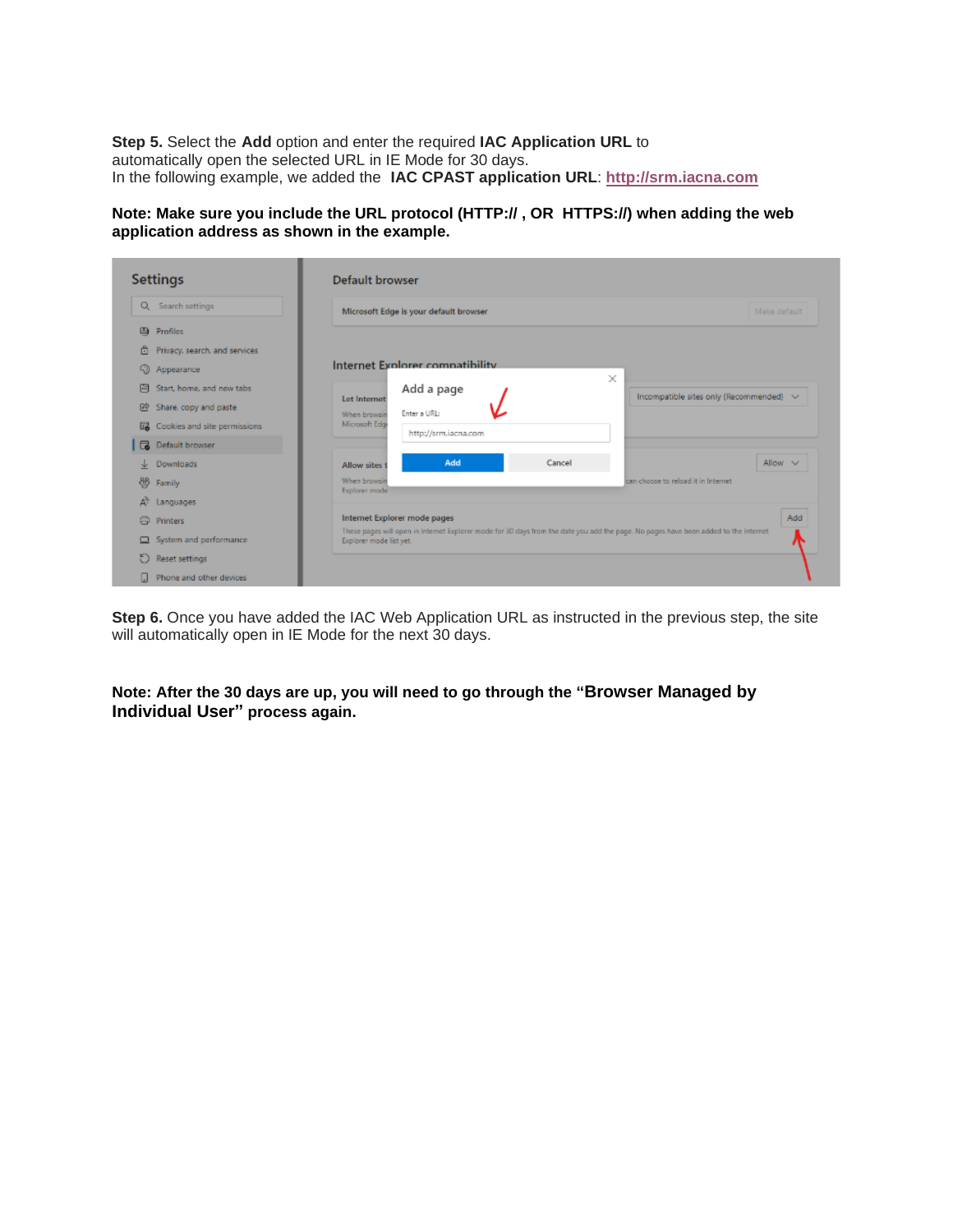**Step 5.** Select the **Add** option and enter the required **IAC Application URL** to automatically open the selected URL in IE Mode for 30 days.
In the following example, we added the **IAC CPAST application URL**: **http://srm.iacna.com**

**Note: Make sure you include the URL protocol (HTTP:// , OR HTTPS://) when adding the web application address as shown in the example.**

**Step 6.** Once you have added the IAC Web Application URL as instructed in the previous step, the site will automatically open in IE Mode for the next 30 days.

**Note: After the 30 days are up, you will need to go through the "Browser Managed by Individual User" process again.**